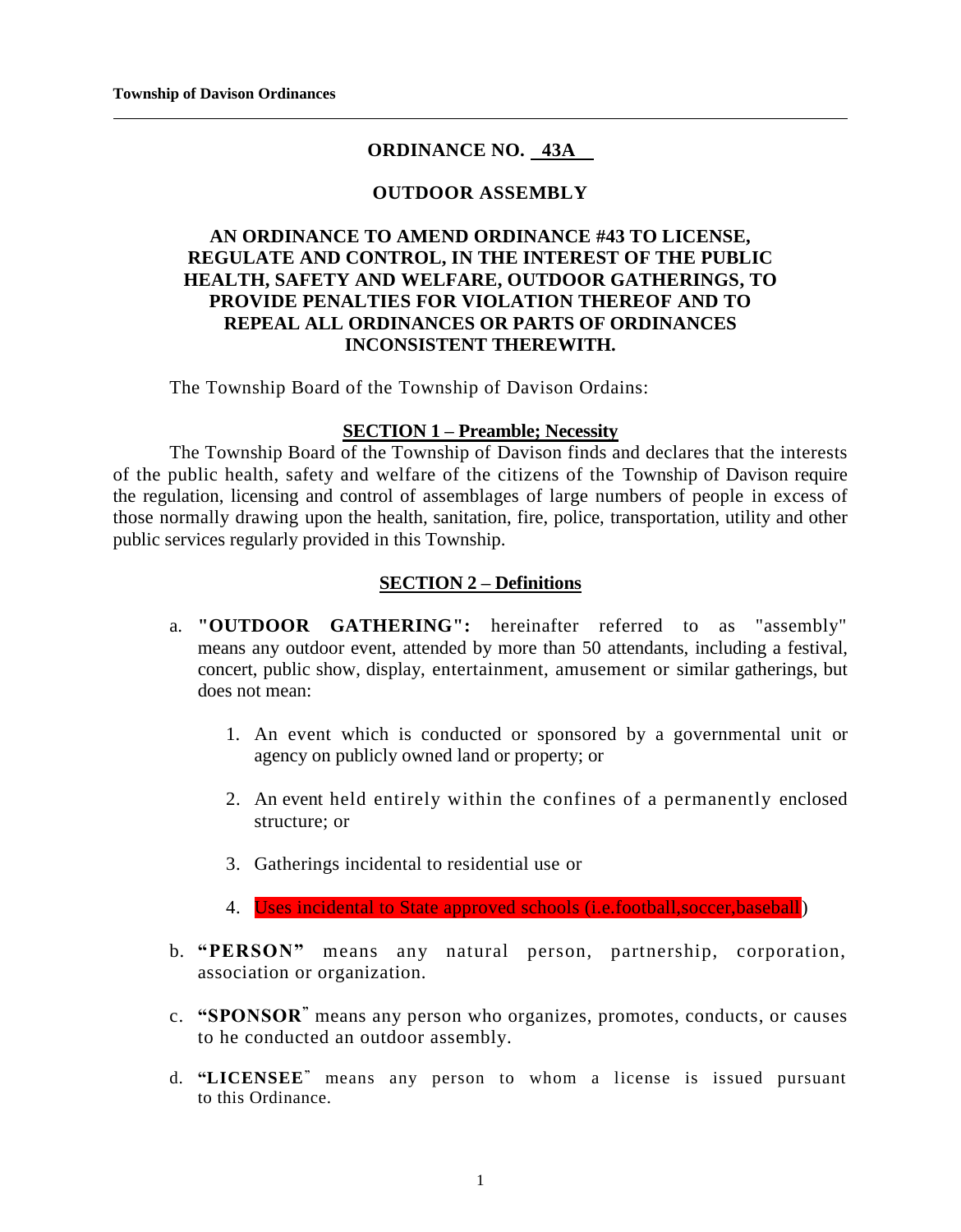# ORDINANCE NO. 43A

## OUTDOOR ASSEMBLY

## AN ORDINANCE TO AMEND ORDINANCE #43 TO LICENSE, REGULATE AND CONTROL, IN THE INTEREST OF THE PUBLIC HEALTH, SAFETY AND WELFARE, OUTDOOR GATHERINGS, TO PROVIDE PENALTIES FOR VIOLATION THEREOF AND TO REPEAL ALL ORDINANCES OR PARTS OF ORDINANCES INCONSISTENT THEREWITH.

The Township Board of the Township of Davison Ordains:

### SECTION 1 – Preamble; Necessity

The Township Board of the Township of Davison finds and declares that the interests of the public health, safety and welfare of the citizens of the Township of Davison require the regulation, licensing and control of assemblages of large numbers of people in excess of those normally drawing upon the health, sanitation, fire, police, transportation, utility and other public services regularly provided in this Township.

### SECTION 2 – Definitions

a. **"OUTDOOR GATHERING":** hereinafter referred to as "assembly" means any outdoor event, attended by more than 50 attendants, including a festival, concert, public show, display, entertainment, amusement or similar gatherings, but does not mean:

   1. An event which is conducted or sponsored by a governmental unit or agency on publicly owned land or property; or

   2. An event held entirely within the confines of a permanently enclosed structure; or

   3. Gatherings incidental to residential use or

   4. Uses incidental to State approved schools (i.e.football,soccer,baseball)

b. **"PERSON"** means any natural person, partnership, corporation, association or organization.

c. **"SPONSOR"** means any person who organizes, promotes, conducts, or causes to he conducted an outdoor assembly.

d. **"LICENSEE"** means any person to whom a license is issued pursuant to this Ordinance.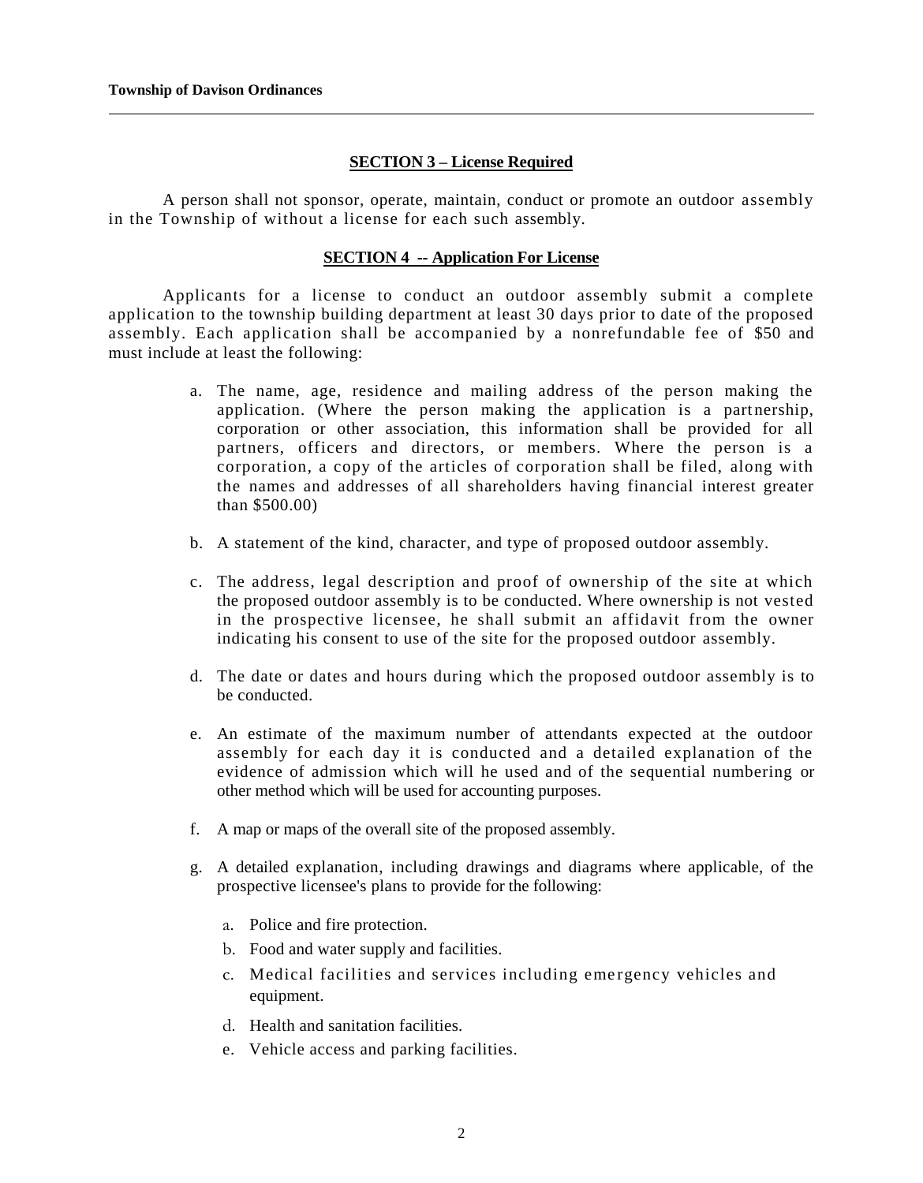## SECTION 3 – License Required

A person shall not sponsor, operate, maintain, conduct or promote an outdoor assembly in the Township of without a license for each such assembly.

## SECTION 4 -- Application For License

Applicants for a license to conduct an outdoor assembly submit a complete application to the township building department at least 30 days prior to date of the proposed assembly. Each application shall be accompanied by a nonrefundable fee of $50 and must include at least the following:

a. The name, age, residence and mailing address of the person making the application. (Where the person making the application is a partnership, corporation or other association, this information shall be provided for all partners, officers and directors, or members. Where the person is a corporation, a copy of the articles of corporation shall be filed, along with the names and addresses of all shareholders having financial interest greater than $500.00)

b. A statement of the kind, character, and type of proposed outdoor assembly.

c. The address, legal description and proof of ownership of the site at which the proposed outdoor assembly is to be conducted. Where ownership is not vested in the prospective licensee, he shall submit an affidavit from the owner indicating his consent to use of the site for the proposed outdoor assembly.

d. The date or dates and hours during which the proposed outdoor assembly is to be conducted.

e. An estimate of the maximum number of attendants expected at the outdoor assembly for each day it is conducted and a detailed explanation of the evidence of admission which will he used and of the sequential numbering or other method which will be used for accounting purposes.

f. A map or maps of the overall site of the proposed assembly.

g. A detailed explanation, including drawings and diagrams where applicable, of the prospective licensee's plans to provide for the following:

    a. Police and fire protection.
    b. Food and water supply and facilities.
    c. Medical facilities and services including emergency vehicles and equipment.
    d. Health and sanitation facilities.
    e. Vehicle access and parking facilities.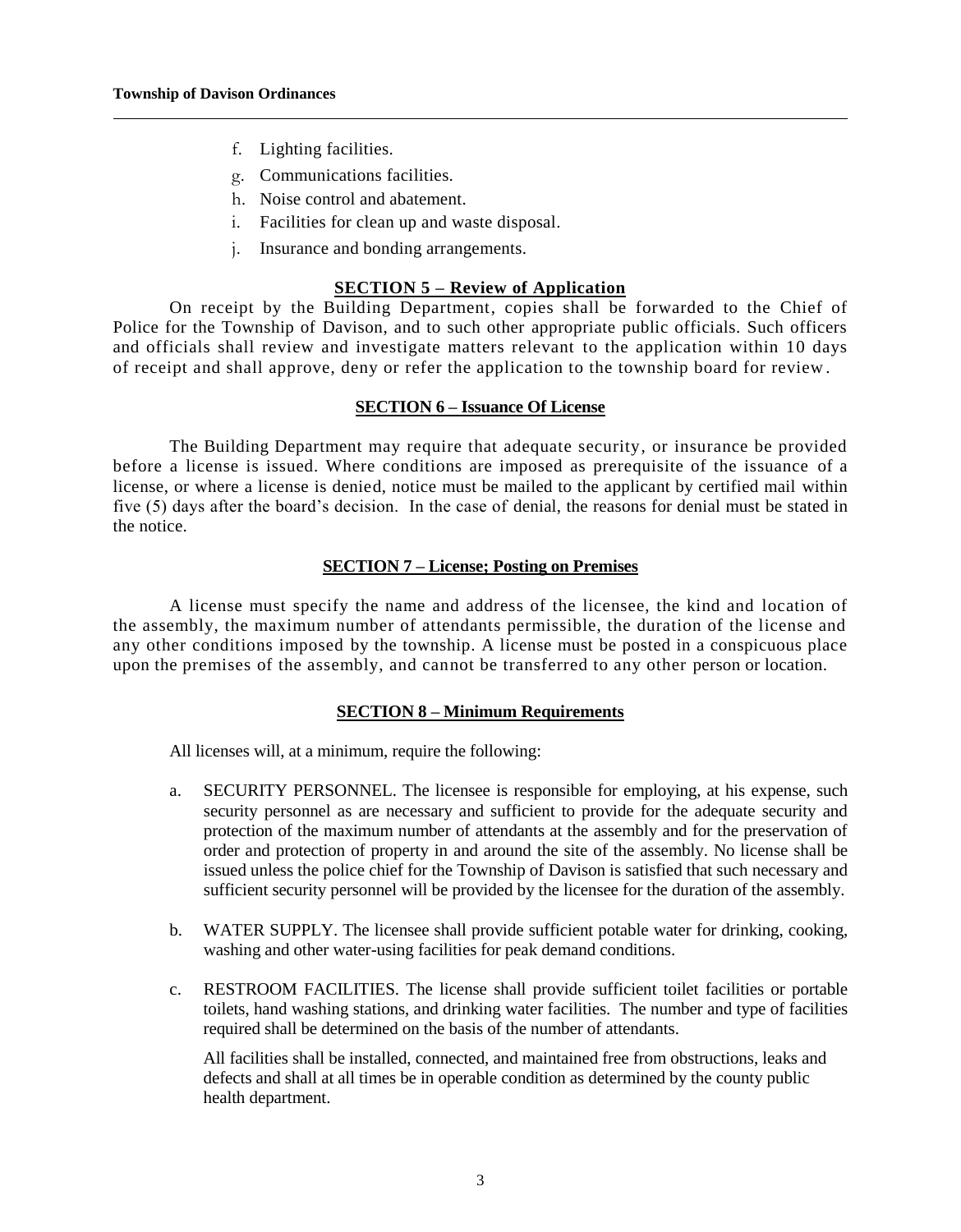f. Lighting facilities.
g. Communications facilities.
h. Noise control and abatement.
i. Facilities for clean up and waste disposal.
j. Insurance and bonding arrangements.

## SECTION 5 – Review of Application

On receipt by the Building Department, copies shall be forwarded to the Chief of Police for the Township of Davison, and to such other appropriate public officials. Such officers and officials shall review and investigate matters relevant to the application within 10 days of receipt and shall approve, deny or refer the application to the township board for review.

## SECTION 6 – Issuance Of License

The Building Department may require that adequate security, or insurance be provided before a license is issued. Where conditions are imposed as prerequisite of the issuance of a license, or where a license is denied, notice must be mailed to the applicant by certified mail within five (5) days after the board's decision. In the case of denial, the reasons for denial must be stated in the notice.

## SECTION 7 – License; Posting on Premises

A license must specify the name and address of the licensee, the kind and location of the assembly, the maximum number of attendants permissible, the duration of the license and any other conditions imposed by the township. A license must be posted in a conspicuous place upon the premises of the assembly, and cannot be transferred to any other person or location.

## SECTION 8 – Minimum Requirements

All licenses will, at a minimum, require the following:

a. SECURITY PERSONNEL. The licensee is responsible for employing, at his expense, such security personnel as are necessary and sufficient to provide for the adequate security and protection of the maximum number of attendants at the assembly and for the preservation of order and protection of property in and around the site of the assembly. No license shall be issued unless the police chief for the Township of Davison is satisfied that such necessary and sufficient security personnel will be provided by the licensee for the duration of the assembly.

b. WATER SUPPLY. The licensee shall provide sufficient potable water for drinking, cooking, washing and other water-using facilities for peak demand conditions.

c. RESTROOM FACILITIES. The license shall provide sufficient toilet facilities or portable toilets, hand washing stations, and drinking water facilities. The number and type of facilities required shall be determined on the basis of the number of attendants.

   All facilities shall be installed, connected, and maintained free from obstructions, leaks and defects and shall at all times be in operable condition as determined by the county public health department.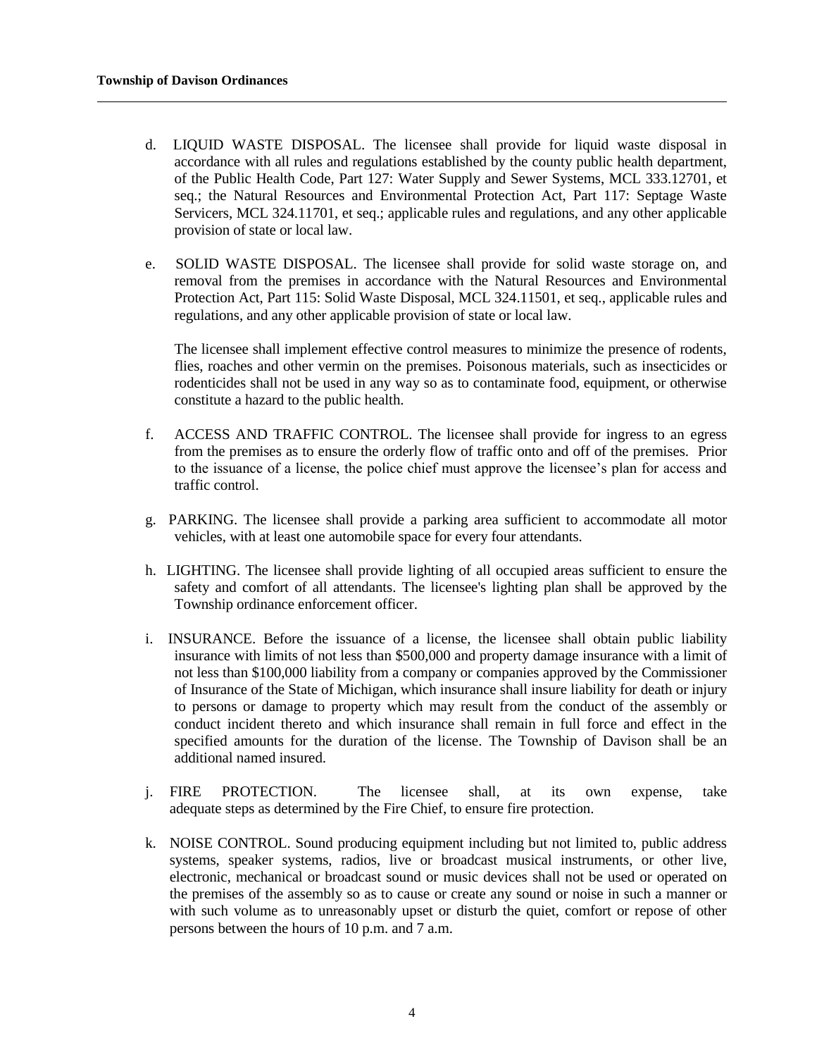d. LIQUID WASTE DISPOSAL. The licensee shall provide for liquid waste disposal in accordance with all rules and regulations established by the county public health department, of the Public Health Code, Part 127: Water Supply and Sewer Systems, MCL 333.12701, et seq.; the Natural Resources and Environmental Protection Act, Part 117: Septage Waste Servicers, MCL 324.11701, et seq.; applicable rules and regulations, and any other applicable provision of state or local law.

e. SOLID WASTE DISPOSAL. The licensee shall provide for solid waste storage on, and removal from the premises in accordance with the Natural Resources and Environmental Protection Act, Part 115: Solid Waste Disposal, MCL 324.11501, et seq., applicable rules and regulations, and any other applicable provision of state or local law.

   The licensee shall implement effective control measures to minimize the presence of rodents, flies, roaches and other vermin on the premises. Poisonous materials, such as insecticides or rodenticides shall not be used in any way so as to contaminate food, equipment, or otherwise constitute a hazard to the public health.

f. ACCESS AND TRAFFIC CONTROL. The licensee shall provide for ingress to an egress from the premises as to ensure the orderly flow of traffic onto and off of the premises. Prior to the issuance of a license, the police chief must approve the licensee's plan for access and traffic control.

g. PARKING. The licensee shall provide a parking area sufficient to accommodate all motor vehicles, with at least one automobile space for every four attendants.

h. LIGHTING. The licensee shall provide lighting of all occupied areas sufficient to ensure the safety and comfort of all attendants. The licensee's lighting plan shall be approved by the Township ordinance enforcement officer.

i. INSURANCE. Before the issuance of a license, the licensee shall obtain public liability insurance with limits of not less than $500,000 and property damage insurance with a limit of not less than $100,000 liability from a company or companies approved by the Commissioner of Insurance of the State of Michigan, which insurance shall insure liability for death or injury to persons or damage to property which may result from the conduct of the assembly or conduct incident thereto and which insurance shall remain in full force and effect in the specified amounts for the duration of the license. The Township of Davison shall be an additional named insured.

j. FIRE PROTECTION. The licensee shall, at its own expense, take adequate steps as determined by the Fire Chief, to ensure fire protection.

k. NOISE CONTROL. Sound producing equipment including but not limited to, public address systems, speaker systems, radios, live or broadcast musical instruments, or other live, electronic, mechanical or broadcast sound or music devices shall not be used or operated on the premises of the assembly so as to cause or create any sound or noise in such a manner or with such volume as to unreasonably upset or disturb the quiet, comfort or repose of other persons between the hours of 10 p.m. and 7 a.m.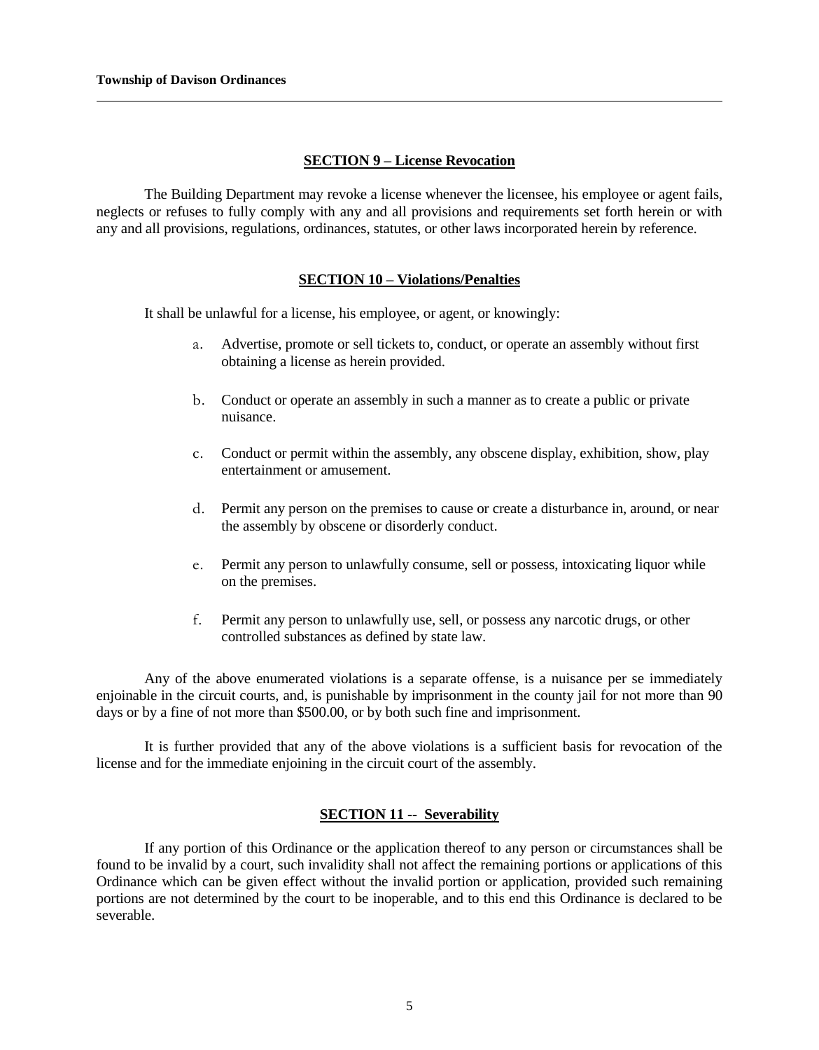## **SECTION 9 – License Revocation**

The Building Department may revoke a license whenever the licensee, his employee or agent fails, neglects or refuses to fully comply with any and all provisions and requirements set forth herein or with any and all provisions, regulations, ordinances, statutes, or other laws incorporated herein by reference.

## **SECTION 10 – Violations/Penalties**

It shall be unlawful for a license, his employee, or agent, or knowingly:

a. Advertise, promote or sell tickets to, conduct, or operate an assembly without first obtaining a license as herein provided.

b. Conduct or operate an assembly in such a manner as to create a public or private nuisance.

c. Conduct or permit within the assembly, any obscene display, exhibition, show, play entertainment or amusement.

d. Permit any person on the premises to cause or create a disturbance in, around, or near the assembly by obscene or disorderly conduct.

e. Permit any person to unlawfully consume, sell or possess, intoxicating liquor while on the premises.

f. Permit any person to unlawfully use, sell, or possess any narcotic drugs, or other controlled substances as defined by state law.

Any of the above enumerated violations is a separate offense, is a nuisance per se immediately enjoinable in the circuit courts, and, is punishable by imprisonment in the county jail for not more than 90 days or by a fine of not more than $500.00, or by both such fine and imprisonment.

It is further provided that any of the above violations is a sufficient basis for revocation of the license and for the immediate enjoining in the circuit court of the assembly.

## **SECTION 11 -- Severability**

If any portion of this Ordinance or the application thereof to any person or circumstances shall be found to be invalid by a court, such invalidity shall not affect the remaining portions or applications of this Ordinance which can be given effect without the invalid portion or application, provided such remaining portions are not determined by the court to be inoperable, and to this end this Ordinance is declared to be severable.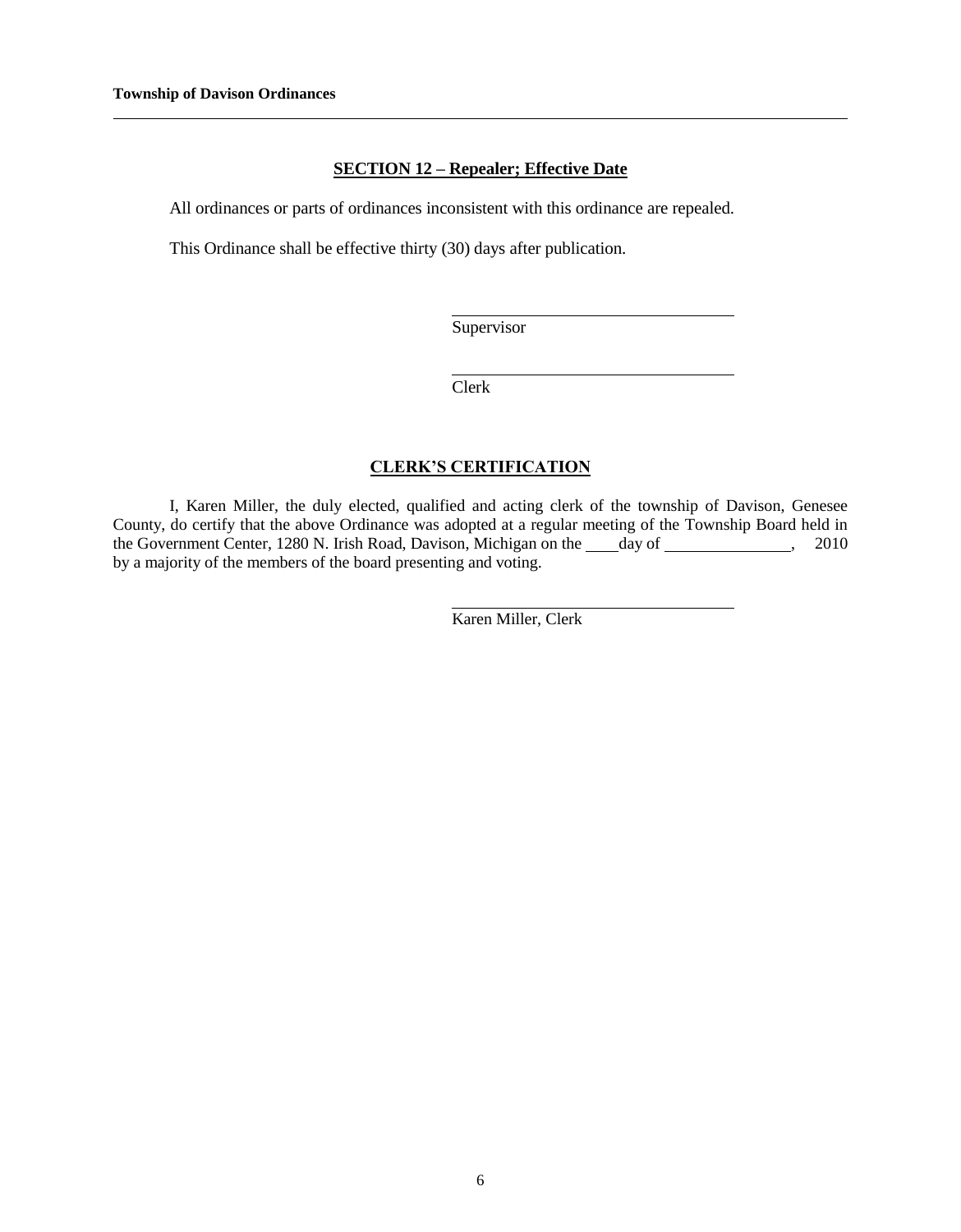**SECTION 12 – Repealer; Effective Date**

All ordinances or parts of ordinances inconsistent with this ordinance are repealed.

This Ordinance shall be effective thirty (30) days after publication.

\_\_\_\_\_\_\_\_\_\_\_\_\_\_\_\_\_\_\_\_\_\_\_\_\_\_\_\_\_\_\_\_\_\_\_\_
Supervisor

\_\_\_\_\_\_\_\_\_\_\_\_\_\_\_\_\_\_\_\_\_\_\_\_\_\_\_\_\_\_\_\_\_\_\_\_
Clerk

**CLERK'S CERTIFICATION**

I, Karen Miller, the duly elected, qualified and acting clerk of the township of Davison, Genesee County, do certify that the above Ordinance was adopted at a regular meeting of the Township Board held in the Government Center, 1280 N. Irish Road, Davison, Michigan on the \_\_\_\_ day of \_\_\_\_\_\_\_\_\_\_\_\_\_\_\_\_, 2010 by a majority of the members of the board presenting and voting.

\_\_\_\_\_\_\_\_\_\_\_\_\_\_\_\_\_\_\_\_\_\_\_\_\_\_\_\_\_\_\_\_\_\_\_\_
Karen Miller, Clerk